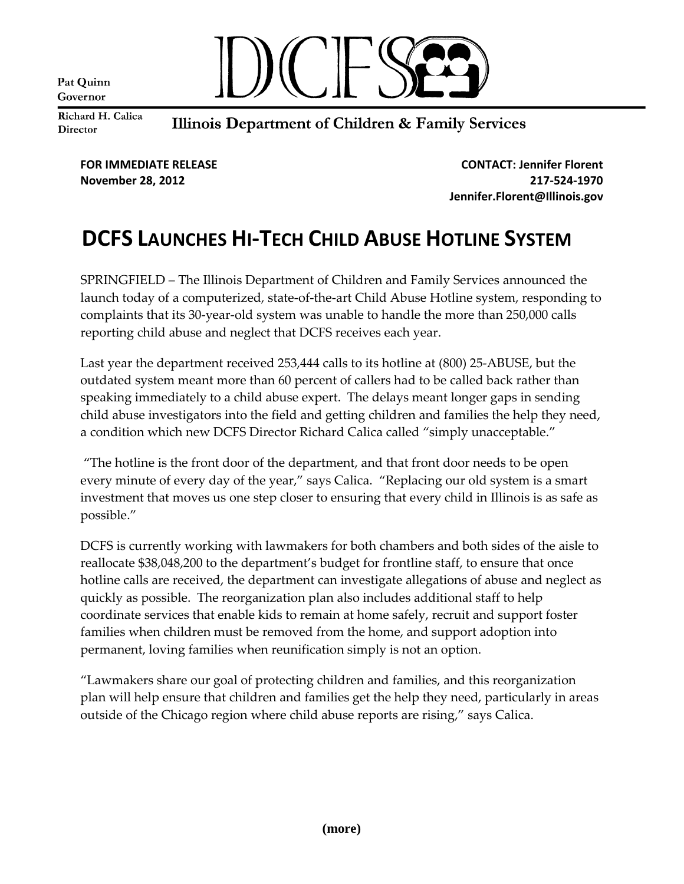Pat Quinn
Governor

Richard H. Calica
Director

DCFS

Illinois Department of Children & Family Services

**FOR IMMEDIATE RELEASE**
**November 28, 2012**

**CONTACT: Jennifer Florent**
**217-524-1970**
**Jennifer.Florent@Illinois.gov**

# DCFS LAUNCHES HI-TECH CHILD ABUSE HOTLINE SYSTEM

SPRINGFIELD – The Illinois Department of Children and Family Services announced the launch today of a computerized, state-of-the-art Child Abuse Hotline system, responding to complaints that its 30-year-old system was unable to handle the more than 250,000 calls reporting child abuse and neglect that DCFS receives each year.

Last year the department received 253,444 calls to its hotline at (800) 25-ABUSE, but the outdated system meant more than 60 percent of callers had to be called back rather than speaking immediately to a child abuse expert. The delays meant longer gaps in sending child abuse investigators into the field and getting children and families the help they need, a condition which new DCFS Director Richard Calica called "simply unacceptable."

"The hotline is the front door of the department, and that front door needs to be open every minute of every day of the year," says Calica. "Replacing our old system is a smart investment that moves us one step closer to ensuring that every child in Illinois is as safe as possible."

DCFS is currently working with lawmakers for both chambers and both sides of the aisle to reallocate $38,048,200 to the department's budget for frontline staff, to ensure that once hotline calls are received, the department can investigate allegations of abuse and neglect as quickly as possible. The reorganization plan also includes additional staff to help coordinate services that enable kids to remain at home safely, recruit and support foster families when children must be removed from the home, and support adoption into permanent, loving families when reunification simply is not an option.

"Lawmakers share our goal of protecting children and families, and this reorganization plan will help ensure that children and families get the help they need, particularly in areas outside of the Chicago region where child abuse reports are rising," says Calica.

**(more)**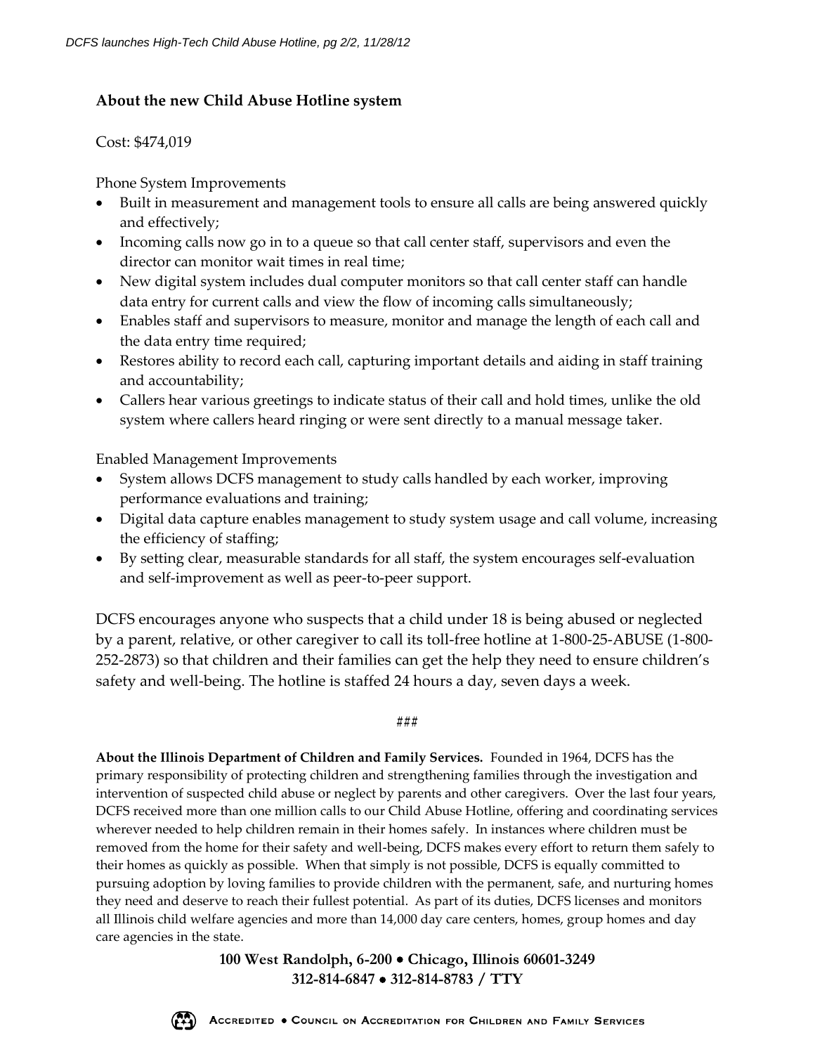**About the new Child Abuse Hotline system**

Cost: $474,019

Phone System Improvements

- Built in measurement and management tools to ensure all calls are being answered quickly and effectively;
- Incoming calls now go in to a queue so that call center staff, supervisors and even the director can monitor wait times in real time;
- New digital system includes dual computer monitors so that call center staff can handle data entry for current calls and view the flow of incoming calls simultaneously;
- Enables staff and supervisors to measure, monitor and manage the length of each call and the data entry time required;
- Restores ability to record each call, capturing important details and aiding in staff training and accountability;
- Callers hear various greetings to indicate status of their call and hold times, unlike the old system where callers heard ringing or were sent directly to a manual message taker.

Enabled Management Improvements

- System allows DCFS management to study calls handled by each worker, improving performance evaluations and training;
- Digital data capture enables management to study system usage and call volume, increasing the efficiency of staffing;
- By setting clear, measurable standards for all staff, the system encourages self-evaluation and self-improvement as well as peer-to-peer support.

DCFS encourages anyone who suspects that a child under 18 is being abused or neglected by a parent, relative, or other caregiver to call its toll-free hotline at 1-800-25-ABUSE (1-800-252-2873) so that children and their families can get the help they need to ensure children's safety and well-being. The hotline is staffed 24 hours a day, seven days a week.

###

**About the Illinois Department of Children and Family Services.** Founded in 1964, DCFS has the primary responsibility of protecting children and strengthening families through the investigation and intervention of suspected child abuse or neglect by parents and other caregivers. Over the last four years, DCFS received more than one million calls to our Child Abuse Hotline, offering and coordinating services wherever needed to help children remain in their homes safely. In instances where children must be removed from the home for their safety and well-being, DCFS makes every effort to return them safely to their homes as quickly as possible. When that simply is not possible, DCFS is equally committed to pursuing adoption by loving families to provide children with the permanent, safe, and nurturing homes they need and deserve to reach their fullest potential. As part of its duties, DCFS licenses and monitors all Illinois child welfare agencies and more than 14,000 day care centers, homes, group homes and day care agencies in the state.

**100 West Randolph, 6-200 • Chicago, Illinois 60601-3249**
**312-814-6847 • 312-814-8783 / TTY**

ACCREDITED • COUNCIL ON ACCREDITATION FOR CHILDREN AND FAMILY SERVICES